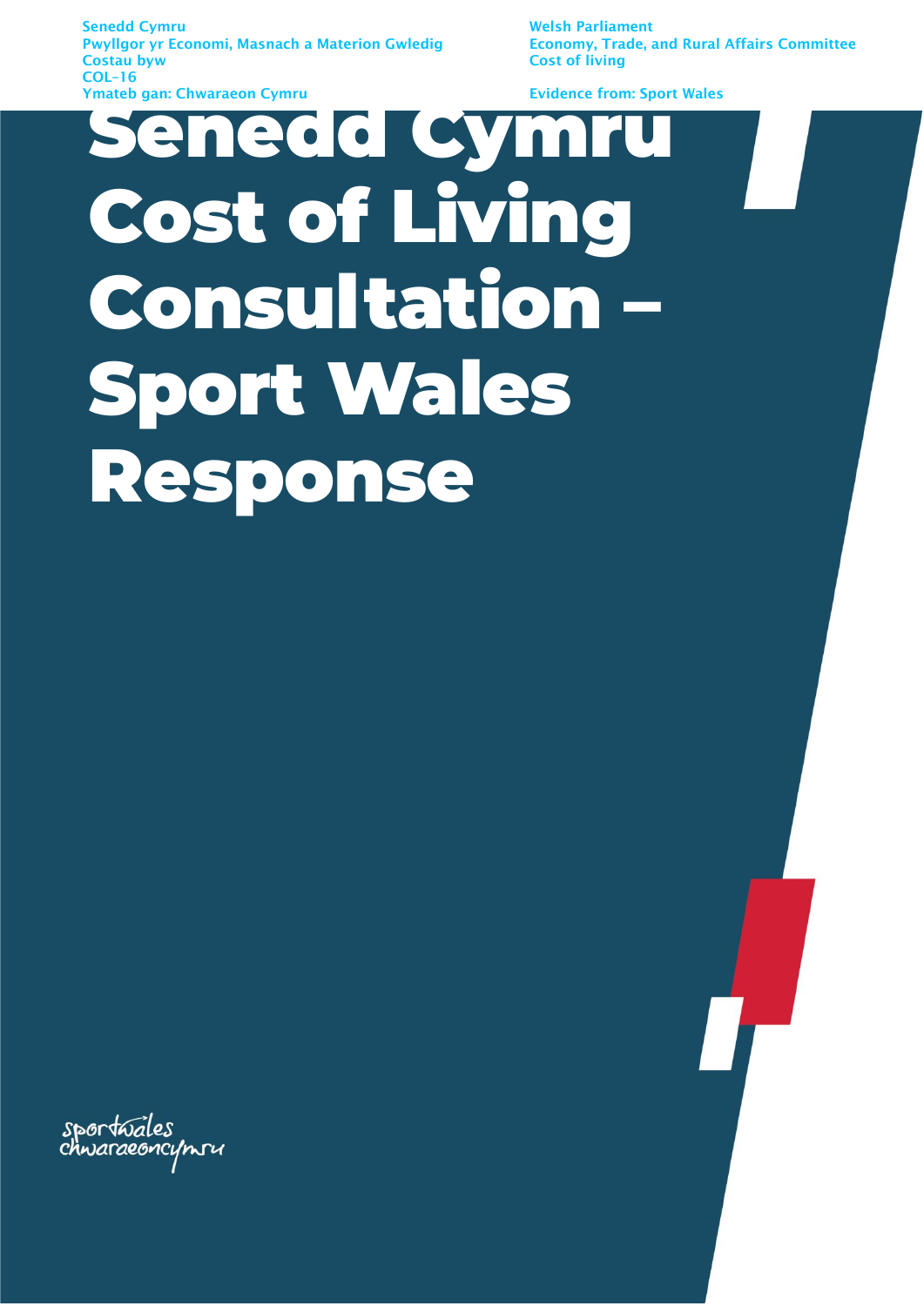Senedd Cymru
Pwyllgor yr Economi, Masnach a Materion Gwledig
Costau byw
COL-16
Ymateb gan: Chwaraeon Cymru

Welsh Parliament
Economy, Trade, and Rural Affairs Committee
Cost of living

Evidence from: Sport Wales

# Senedd Cymru Cost of Living Consultation – Sport Wales Response

sportwales
chwaraeoncymru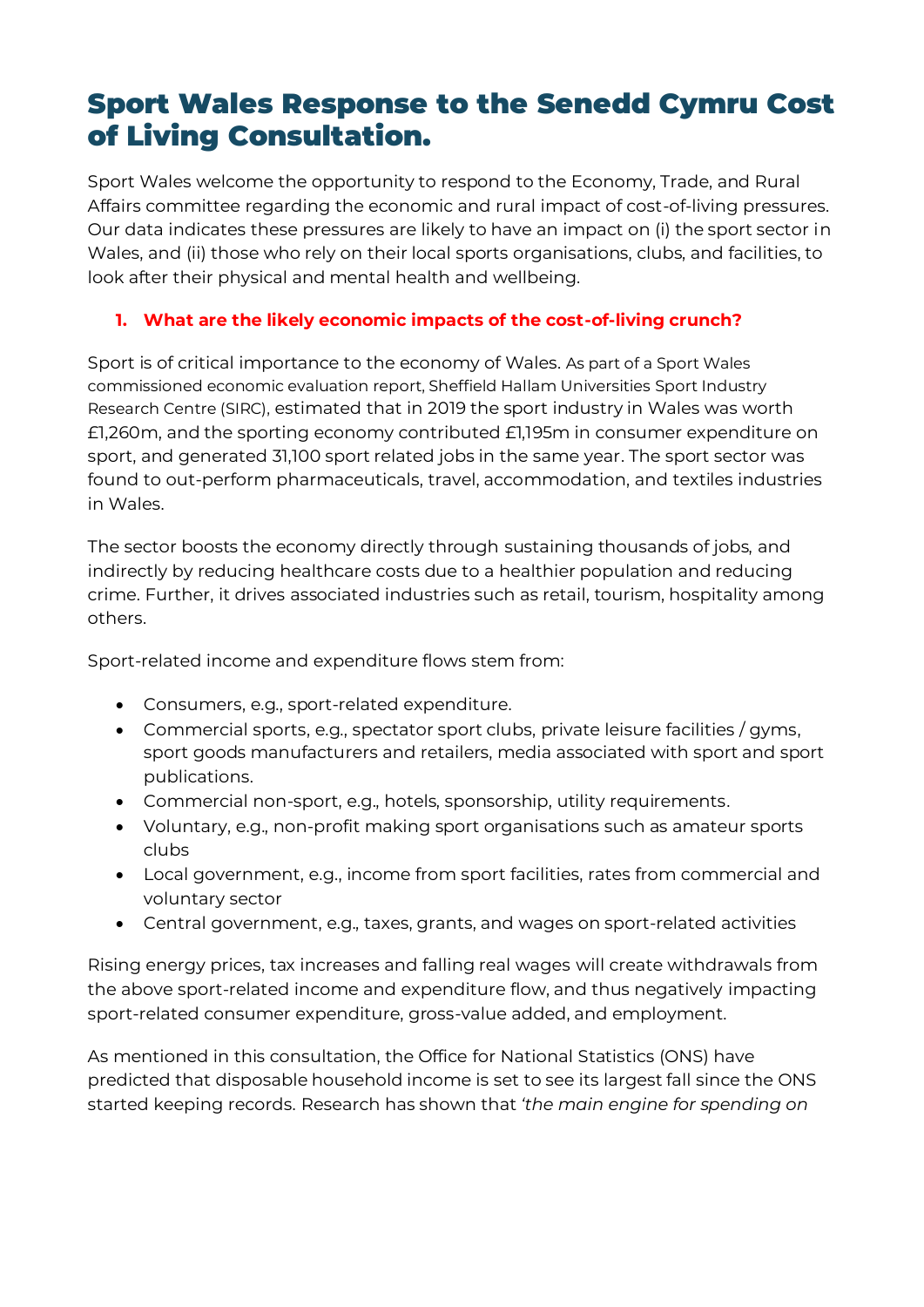# Sport Wales Response to the Senedd Cymru Cost of Living Consultation.

Sport Wales welcome the opportunity to respond to the Economy, Trade, and Rural Affairs committee regarding the economic and rural impact of cost-of-living pressures. Our data indicates these pressures are likely to have an impact on (i) the sport sector in Wales, and (ii) those who rely on their local sports organisations, clubs, and facilities, to look after their physical and mental health and wellbeing.

1. **What are the likely economic impacts of the cost-of-living crunch?**

Sport is of critical importance to the economy of Wales. As part of a Sport Wales commissioned economic evaluation report, Sheffield Hallam Universities Sport Industry Research Centre (SIRC), estimated that in 2019 the sport industry in Wales was worth £1,260m, and the sporting economy contributed £1,195m in consumer expenditure on sport, and generated 31,100 sport related jobs in the same year. The sport sector was found to out-perform pharmaceuticals, travel, accommodation, and textiles industries in Wales.

The sector boosts the economy directly through sustaining thousands of jobs, and indirectly by reducing healthcare costs due to a healthier population and reducing crime. Further, it drives associated industries such as retail, tourism, hospitality among others.

Sport-related income and expenditure flows stem from:

- Consumers, e.g., sport-related expenditure.
- Commercial sports, e.g., spectator sport clubs, private leisure facilities / gyms, sport goods manufacturers and retailers, media associated with sport and sport publications.
- Commercial non-sport, e.g., hotels, sponsorship, utility requirements.
- Voluntary, e.g., non-profit making sport organisations such as amateur sports clubs
- Local government, e.g., income from sport facilities, rates from commercial and voluntary sector
- Central government, e.g., taxes, grants, and wages on sport-related activities

Rising energy prices, tax increases and falling real wages will create withdrawals from the above sport-related income and expenditure flow, and thus negatively impacting sport-related consumer expenditure, gross-value added, and employment.

As mentioned in this consultation, the Office for National Statistics (ONS) have predicted that disposable household income is set to see its largest fall since the ONS started keeping records. Research has shown that *'the main engine for spending on*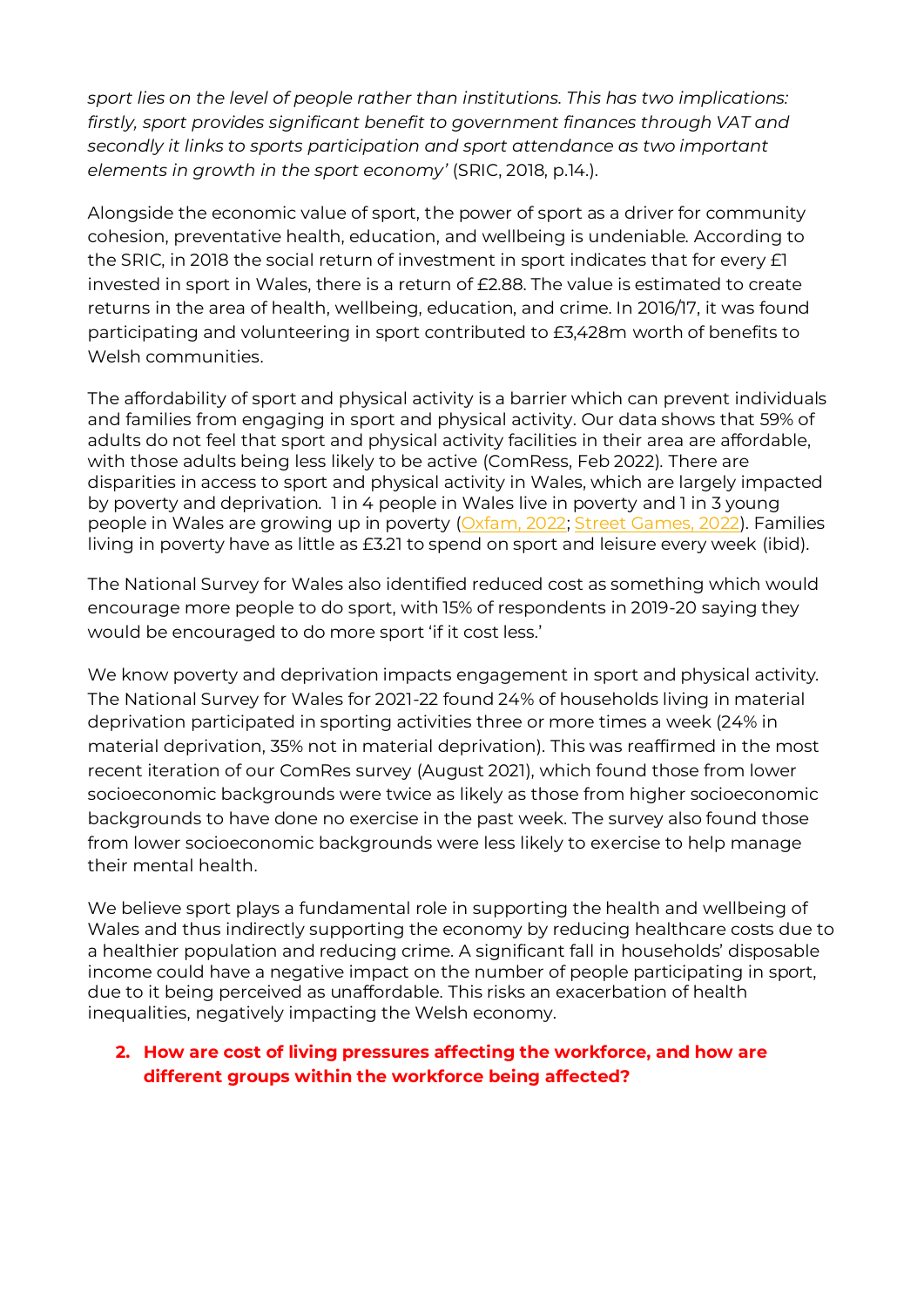*sport lies on the level of people rather than institutions. This has two implications: firstly, sport provides significant benefit to government finances through VAT and secondly it links to sports participation and sport attendance as two important elements in growth in the sport economy'* (SRIC, 2018, p.14.).

Alongside the economic value of sport, the power of sport as a driver for community cohesion, preventative health, education, and wellbeing is undeniable. According to the SRIC, in 2018 the social return of investment in sport indicates that for every £1 invested in sport in Wales, there is a return of £2.88. The value is estimated to create returns in the area of health, wellbeing, education, and crime. In 2016/17, it was found participating and volunteering in sport contributed to £3,428m worth of benefits to Welsh communities.

The affordability of sport and physical activity is a barrier which can prevent individuals and families from engaging in sport and physical activity. Our data shows that 59% of adults do not feel that sport and physical activity facilities in their area are affordable, with those adults being less likely to be active (ComRess, Feb 2022). There are disparities in access to sport and physical activity in Wales, which are largely impacted by poverty and deprivation. 1 in 4 people in Wales live in poverty and 1 in 3 young people in Wales are growing up in poverty (Oxfam, 2022; Street Games, 2022). Families living in poverty have as little as £3.21 to spend on sport and leisure every week (ibid).

The National Survey for Wales also identified reduced cost as something which would encourage more people to do sport, with 15% of respondents in 2019-20 saying they would be encouraged to do more sport 'if it cost less.'

We know poverty and deprivation impacts engagement in sport and physical activity. The National Survey for Wales for 2021-22 found 24% of households living in material deprivation participated in sporting activities three or more times a week (24% in material deprivation, 35% not in material deprivation). This was reaffirmed in the most recent iteration of our ComRes survey (August 2021), which found those from lower socioeconomic backgrounds were twice as likely as those from higher socioeconomic backgrounds to have done no exercise in the past week. The survey also found those from lower socioeconomic backgrounds were less likely to exercise to help manage their mental health.

We believe sport plays a fundamental role in supporting the health and wellbeing of Wales and thus indirectly supporting the economy by reducing healthcare costs due to a healthier population and reducing crime. A significant fall in households' disposable income could have a negative impact on the number of people participating in sport, due to it being perceived as unaffordable. This risks an exacerbation of health inequalities, negatively impacting the Welsh economy.

2. **How are cost of living pressures affecting the workforce, and how are different groups within the workforce being affected?**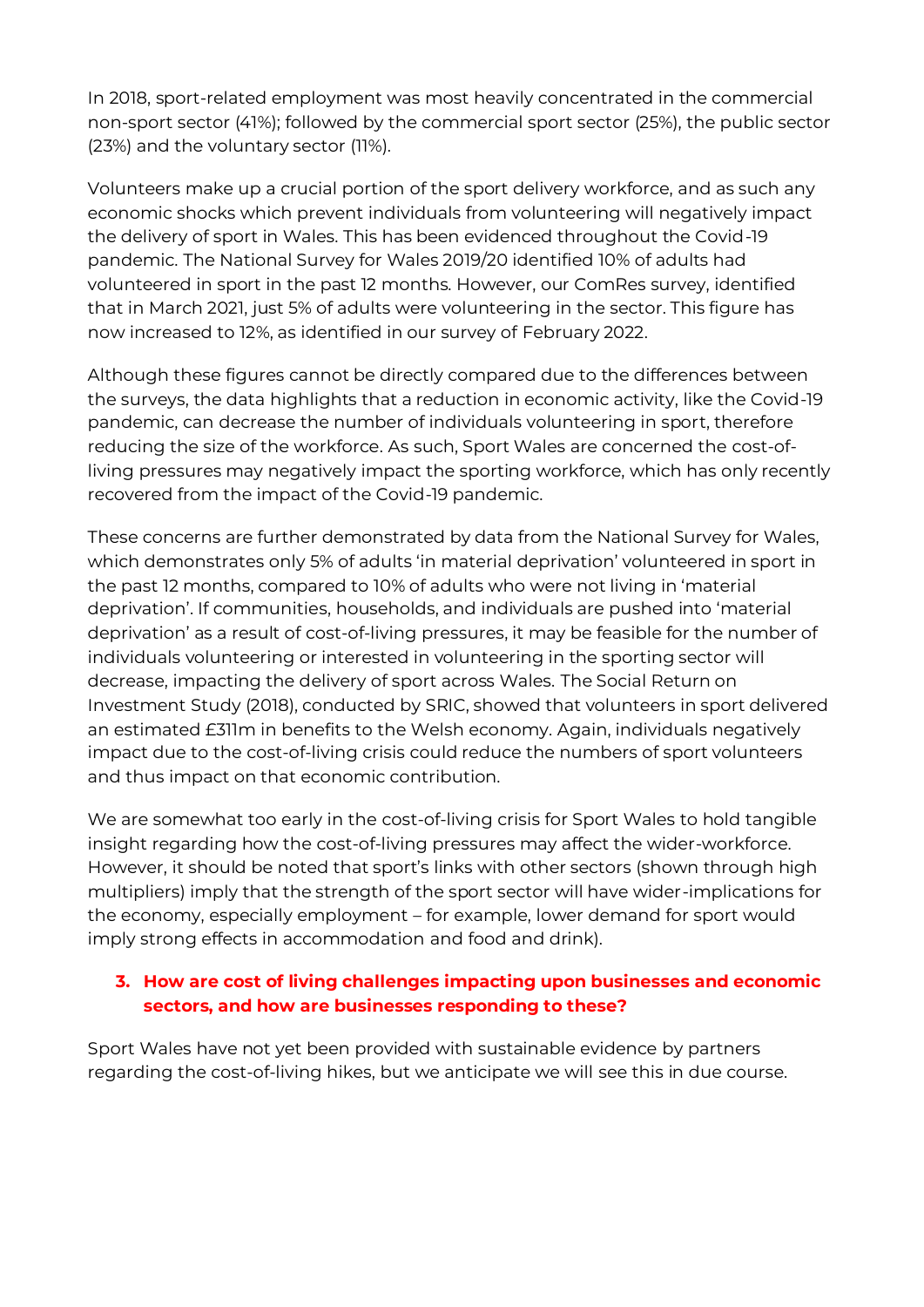In 2018, sport-related employment was most heavily concentrated in the commercial non-sport sector (41%); followed by the commercial sport sector (25%), the public sector (23%) and the voluntary sector (11%).

Volunteers make up a crucial portion of the sport delivery workforce, and as such any economic shocks which prevent individuals from volunteering will negatively impact the delivery of sport in Wales. This has been evidenced throughout the Covid-19 pandemic. The National Survey for Wales 2019/20 identified 10% of adults had volunteered in sport in the past 12 months. However, our ComRes survey, identified that in March 2021, just 5% of adults were volunteering in the sector. This figure has now increased to 12%, as identified in our survey of February 2022.

Although these figures cannot be directly compared due to the differences between the surveys, the data highlights that a reduction in economic activity, like the Covid-19 pandemic, can decrease the number of individuals volunteering in sport, therefore reducing the size of the workforce. As such, Sport Wales are concerned the cost-of-living pressures may negatively impact the sporting workforce, which has only recently recovered from the impact of the Covid-19 pandemic.

These concerns are further demonstrated by data from the National Survey for Wales, which demonstrates only 5% of adults 'in material deprivation' volunteered in sport in the past 12 months, compared to 10% of adults who were not living in 'material deprivation'. If communities, households, and individuals are pushed into 'material deprivation' as a result of cost-of-living pressures, it may be feasible for the number of individuals volunteering or interested in volunteering in the sporting sector will decrease, impacting the delivery of sport across Wales. The Social Return on Investment Study (2018), conducted by SRIC, showed that volunteers in sport delivered an estimated £311m in benefits to the Welsh economy. Again, individuals negatively impact due to the cost-of-living crisis could reduce the numbers of sport volunteers and thus impact on that economic contribution.

We are somewhat too early in the cost-of-living crisis for Sport Wales to hold tangible insight regarding how the cost-of-living pressures may affect the wider-workforce. However, it should be noted that sport's links with other sectors (shown through high multipliers) imply that the strength of the sport sector will have wider-implications for the economy, especially employment – for example, lower demand for sport would imply strong effects in accommodation and food and drink).

3. **How are cost of living challenges impacting upon businesses and economic sectors, and how are businesses responding to these?**

Sport Wales have not yet been provided with sustainable evidence by partners regarding the cost-of-living hikes, but we anticipate we will see this in due course.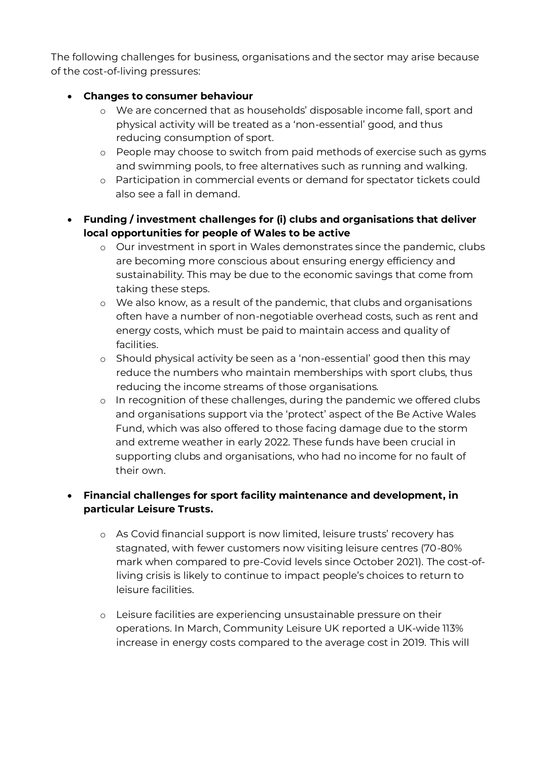The following challenges for business, organisations and the sector may arise because of the cost-of-living pressures:

- **Changes to consumer behaviour**
  - We are concerned that as households' disposable income fall, sport and physical activity will be treated as a 'non-essential' good, and thus reducing consumption of sport.
  - People may choose to switch from paid methods of exercise such as gyms and swimming pools, to free alternatives such as running and walking.
  - Participation in commercial events or demand for spectator tickets could also see a fall in demand.
- **Funding / investment challenges for (i) clubs and organisations that deliver local opportunities for people of Wales to be active**
  - Our investment in sport in Wales demonstrates since the pandemic, clubs are becoming more conscious about ensuring energy efficiency and sustainability. This may be due to the economic savings that come from taking these steps.
  - We also know, as a result of the pandemic, that clubs and organisations often have a number of non-negotiable overhead costs, such as rent and energy costs, which must be paid to maintain access and quality of facilities.
  - Should physical activity be seen as a 'non-essential' good then this may reduce the numbers who maintain memberships with sport clubs, thus reducing the income streams of those organisations.
  - In recognition of these challenges, during the pandemic we offered clubs and organisations support via the 'protect' aspect of the Be Active Wales Fund, which was also offered to those facing damage due to the storm and extreme weather in early 2022. These funds have been crucial in supporting clubs and organisations, who had no income for no fault of their own.
- **Financial challenges for sport facility maintenance and development, in particular Leisure Trusts.**
  - As Covid financial support is now limited, leisure trusts' recovery has stagnated, with fewer customers now visiting leisure centres (70-80% mark when compared to pre-Covid levels since October 2021). The cost-of-living crisis is likely to continue to impact people's choices to return to leisure facilities.
  - Leisure facilities are experiencing unsustainable pressure on their operations. In March, Community Leisure UK reported a UK-wide 113% increase in energy costs compared to the average cost in 2019. This will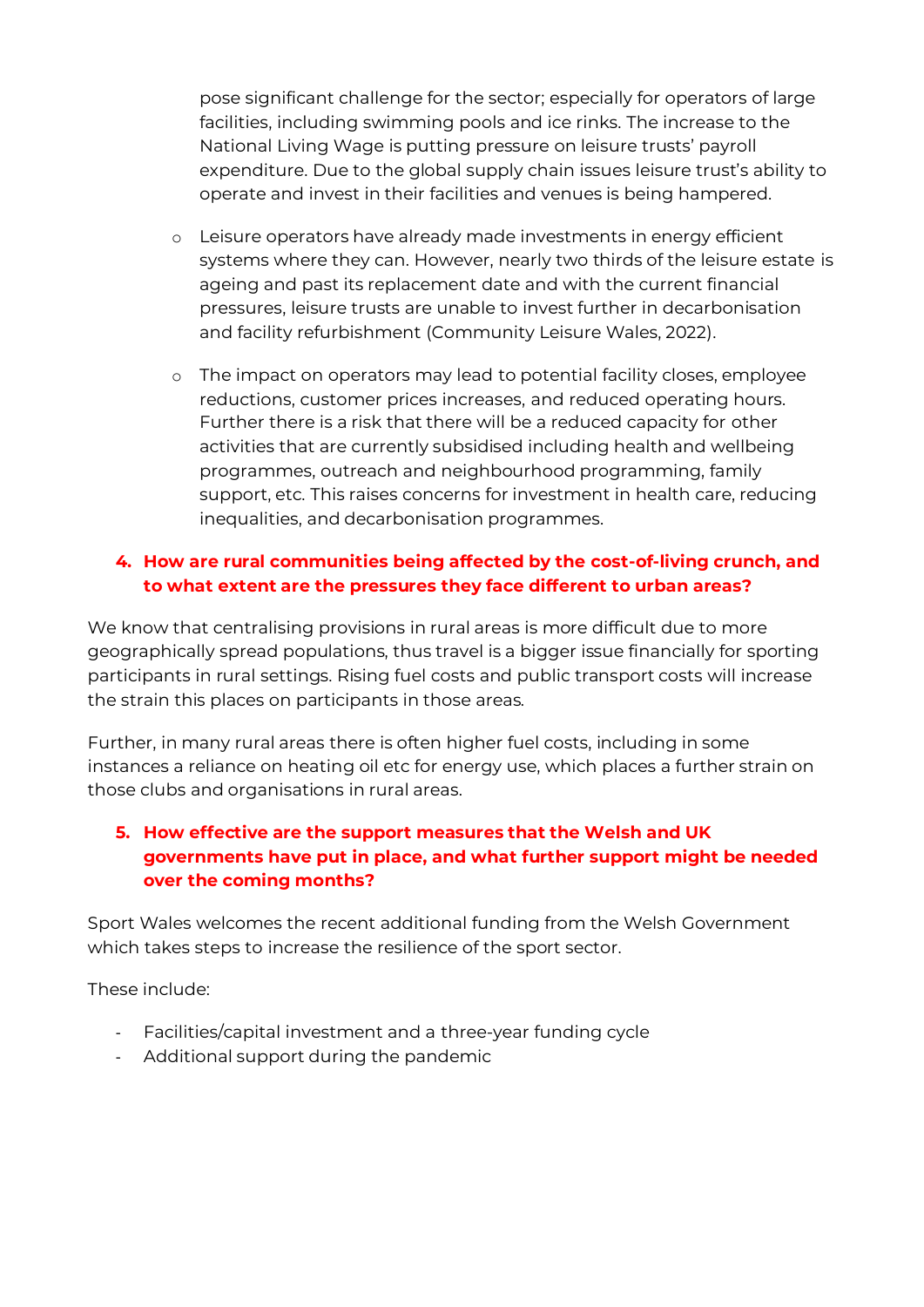pose significant challenge for the sector; especially for operators of large facilities, including swimming pools and ice rinks. The increase to the National Living Wage is putting pressure on leisure trusts' payroll expenditure. Due to the global supply chain issues leisure trust's ability to operate and invest in their facilities and venues is being hampered.

- Leisure operators have already made investments in energy efficient systems where they can. However, nearly two thirds of the leisure estate is ageing and past its replacement date and with the current financial pressures, leisure trusts are unable to invest further in decarbonisation and facility refurbishment (Community Leisure Wales, 2022).

- The impact on operators may lead to potential facility closes, employee reductions, customer prices increases, and reduced operating hours. Further there is a risk that there will be a reduced capacity for other activities that are currently subsidised including health and wellbeing programmes, outreach and neighbourhood programming, family support, etc. This raises concerns for investment in health care, reducing inequalities, and decarbonisation programmes.

**4. How are rural communities being affected by the cost-of-living crunch, and to what extent are the pressures they face different to urban areas?**

We know that centralising provisions in rural areas is more difficult due to more geographically spread populations, thus travel is a bigger issue financially for sporting participants in rural settings. Rising fuel costs and public transport costs will increase the strain this places on participants in those areas.

Further, in many rural areas there is often higher fuel costs, including in some instances a reliance on heating oil etc for energy use, which places a further strain on those clubs and organisations in rural areas.

**5. How effective are the support measures that the Welsh and UK governments have put in place, and what further support might be needed over the coming months?**

Sport Wales welcomes the recent additional funding from the Welsh Government which takes steps to increase the resilience of the sport sector.

These include:

- Facilities/capital investment and a three-year funding cycle
- Additional support during the pandemic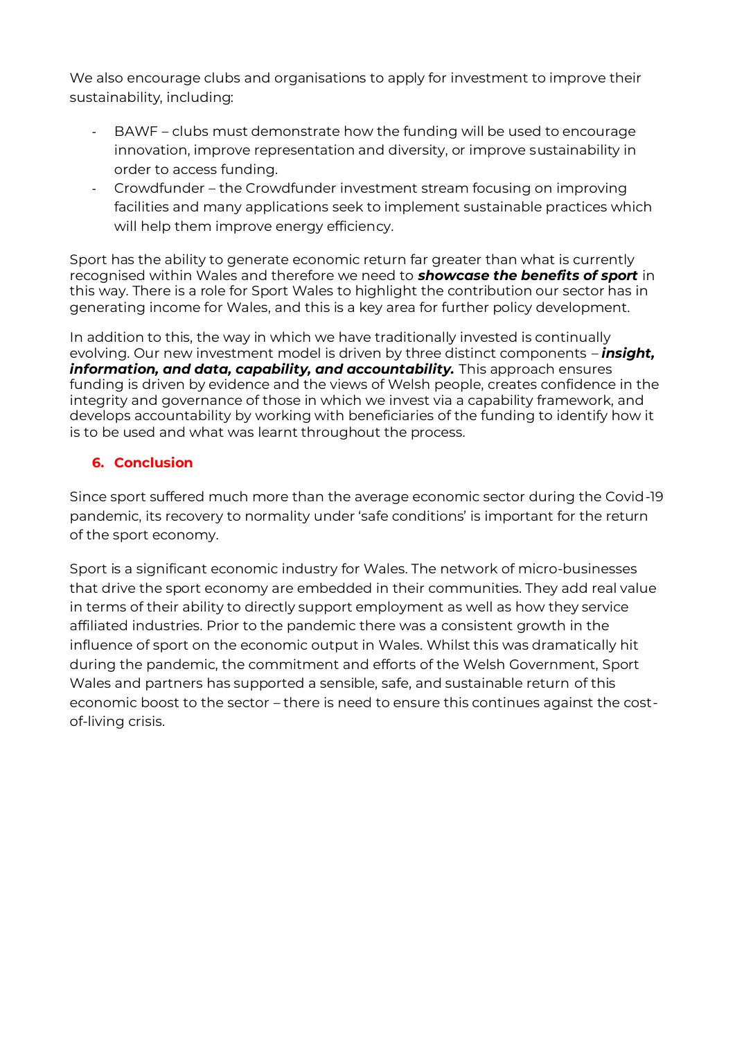We also encourage clubs and organisations to apply for investment to improve their sustainability, including:

- BAWF – clubs must demonstrate how the funding will be used to encourage innovation, improve representation and diversity, or improve sustainability in order to access funding.
- Crowdfunder – the Crowdfunder investment stream focusing on improving facilities and many applications seek to implement sustainable practices which will help them improve energy efficiency.

Sport has the ability to generate economic return far greater than what is currently recognised within Wales and therefore we need to ***showcase the benefits of sport*** in this way. There is a role for Sport Wales to highlight the contribution our sector has in generating income for Wales, and this is a key area for further policy development.

In addition to this, the way in which we have traditionally invested is continually evolving. Our new investment model is driven by three distinct components – ***insight, information, and data, capability, and accountability.*** This approach ensures funding is driven by evidence and the views of Welsh people, creates confidence in the integrity and governance of those in which we invest via a capability framework, and develops accountability by working with beneficiaries of the funding to identify how it is to be used and what was learnt throughout the process.

## 6. Conclusion

Since sport suffered much more than the average economic sector during the Covid-19 pandemic, its recovery to normality under 'safe conditions' is important for the return of the sport economy.

Sport is a significant economic industry for Wales. The network of micro-businesses that drive the sport economy are embedded in their communities. They add real value in terms of their ability to directly support employment as well as how they service affiliated industries. Prior to the pandemic there was a consistent growth in the influence of sport on the economic output in Wales. Whilst this was dramatically hit during the pandemic, the commitment and efforts of the Welsh Government, Sport Wales and partners has supported a sensible, safe, and sustainable return of this economic boost to the sector – there is need to ensure this continues against the cost-of-living crisis.